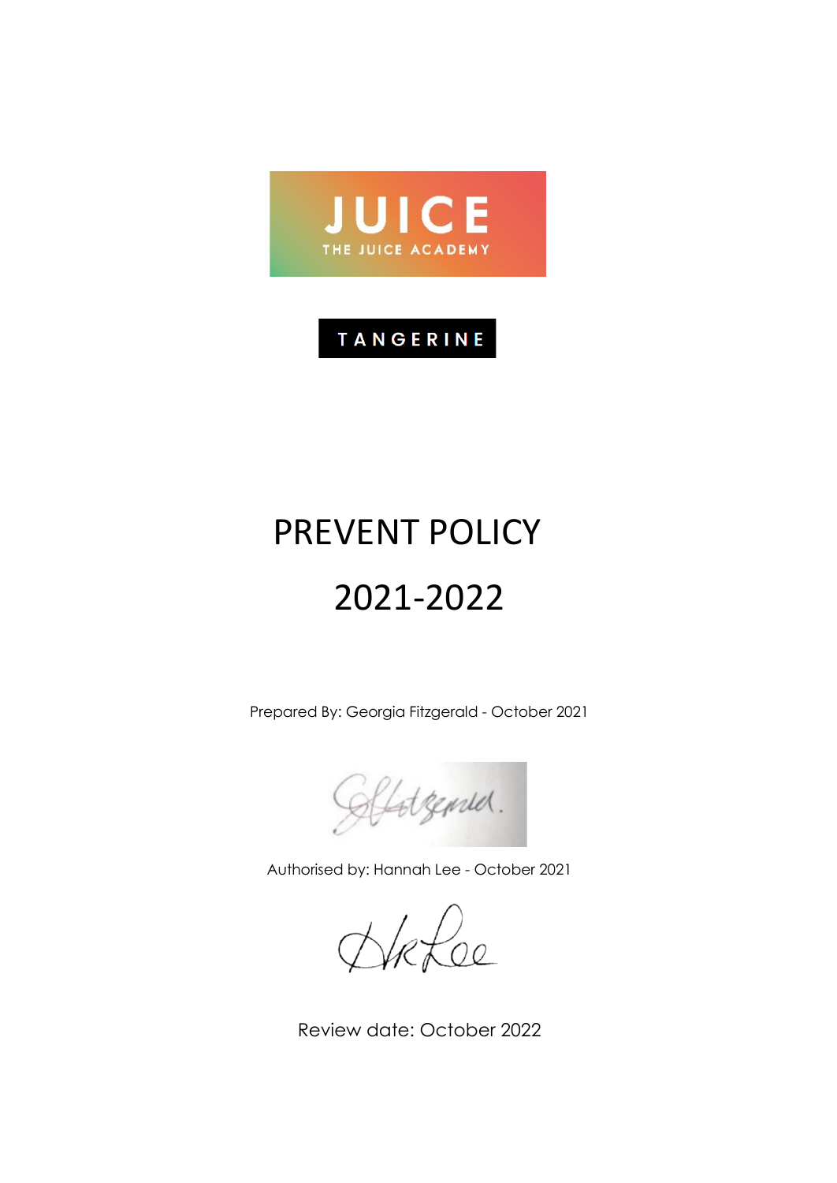JUICE

THE JUICE ACADEMY

TANGERINE

# PREVENT POLICY

# 2021-2022

Prepared By: Georgia Fitzgerald - October 2021

Authorised by: Hannah Lee - October 2021

Review date: October 2022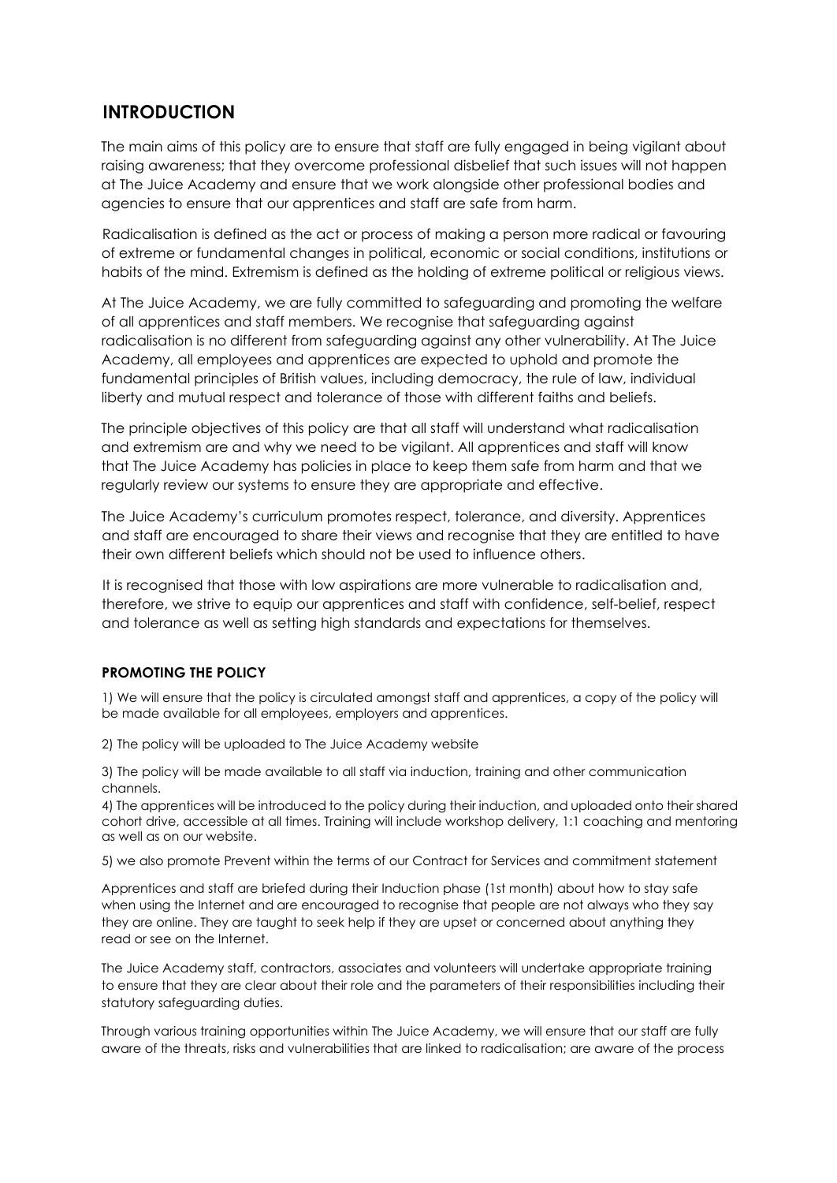# INTRODUCTION

The main aims of this policy are to ensure that staff are fully engaged in being vigilant about raising awareness; that they overcome professional disbelief that such issues will not happen at The Juice Academy and ensure that we work alongside other professional bodies and agencies to ensure that our apprentices and staff are safe from harm.

Radicalisation is defined as the act or process of making a person more radical or favouring of extreme or fundamental changes in political, economic or social conditions, institutions or habits of the mind. Extremism is defined as the holding of extreme political or religious views.

At The Juice Academy, we are fully committed to safeguarding and promoting the welfare of all apprentices and staff members. We recognise that safeguarding against radicalisation is no different from safeguarding against any other vulnerability. At The Juice Academy, all employees and apprentices are expected to uphold and promote the fundamental principles of British values, including democracy, the rule of law, individual liberty and mutual respect and tolerance of those with different faiths and beliefs.

The principle objectives of this policy are that all staff will understand what radicalisation and extremism are and why we need to be vigilant. All apprentices and staff will know that The Juice Academy has policies in place to keep them safe from harm and that we regularly review our systems to ensure they are appropriate and effective.

The Juice Academy's curriculum promotes respect, tolerance, and diversity. Apprentices and staff are encouraged to share their views and recognise that they are entitled to have their own different beliefs which should not be used to influence others.

It is recognised that those with low aspirations are more vulnerable to radicalisation and, therefore, we strive to equip our apprentices and staff with confidence, self-belief, respect and tolerance as well as setting high standards and expectations for themselves.

### PROMOTING THE POLICY

1) We will ensure that the policy is circulated amongst staff and apprentices, a copy of the policy will be made available for all employees, employers and apprentices.

2) The policy will be uploaded to The Juice Academy website

3) The policy will be made available to all staff via induction, training and other communication channels.

4) The apprentices will be introduced to the policy during their induction, and uploaded onto their shared cohort drive, accessible at all times. Training will include workshop delivery, 1:1 coaching and mentoring as well as on our website.

5) we also promote Prevent within the terms of our Contract for Services and commitment statement

Apprentices and staff are briefed during their Induction phase (1st month) about how to stay safe when using the Internet and are encouraged to recognise that people are not always who they say they are online. They are taught to seek help if they are upset or concerned about anything they read or see on the Internet.

The Juice Academy staff, contractors, associates and volunteers will undertake appropriate training to ensure that they are clear about their role and the parameters of their responsibilities including their statutory safeguarding duties.

Through various training opportunities within The Juice Academy, we will ensure that our staff are fully aware of the threats, risks and vulnerabilities that are linked to radicalisation; are aware of the process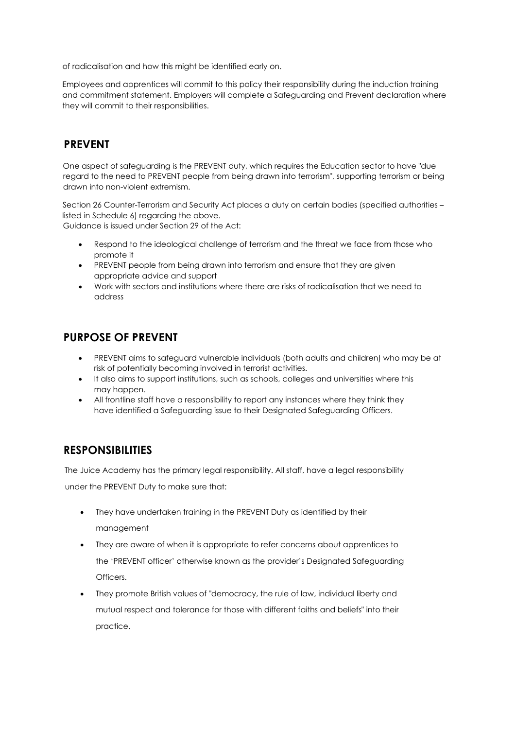of radicalisation and how this might be identified early on.

Employees and apprentices will commit to this policy their responsibility during the induction training and commitment statement. Employers will complete a Safeguarding and Prevent declaration where they will commit to their responsibilities.

## PREVENT

One aspect of safeguarding is the PREVENT duty, which requires the Education sector to have "due regard to the need to PREVENT people from being drawn into terrorism", supporting terrorism or being drawn into non-violent extremism.

Section 26 Counter-Terrorism and Security Act places a duty on certain bodies (specified authorities – listed in Schedule 6) regarding the above.
Guidance is issued under Section 29 of the Act:

- Respond to the ideological challenge of terrorism and the threat we face from those who promote it
- PREVENT people from being drawn into terrorism and ensure that they are given appropriate advice and support
- Work with sectors and institutions where there are risks of radicalisation that we need to address

## PURPOSE OF PREVENT

- PREVENT aims to safeguard vulnerable individuals (both adults and children) who may be at risk of potentially becoming involved in terrorist activities.
- It also aims to support institutions, such as schools, colleges and universities where this may happen.
- All frontline staff have a responsibility to report any instances where they think they have identified a Safeguarding issue to their Designated Safeguarding Officers.

## RESPONSIBILITIES

The Juice Academy has the primary legal responsibility. All staff, have a legal responsibility under the PREVENT Duty to make sure that:

- They have undertaken training in the PREVENT Duty as identified by their management
- They are aware of when it is appropriate to refer concerns about apprentices to the 'PREVENT officer' otherwise known as the provider's Designated Safeguarding Officers.
- They promote British values of "democracy, the rule of law, individual liberty and mutual respect and tolerance for those with different faiths and beliefs" into their practice.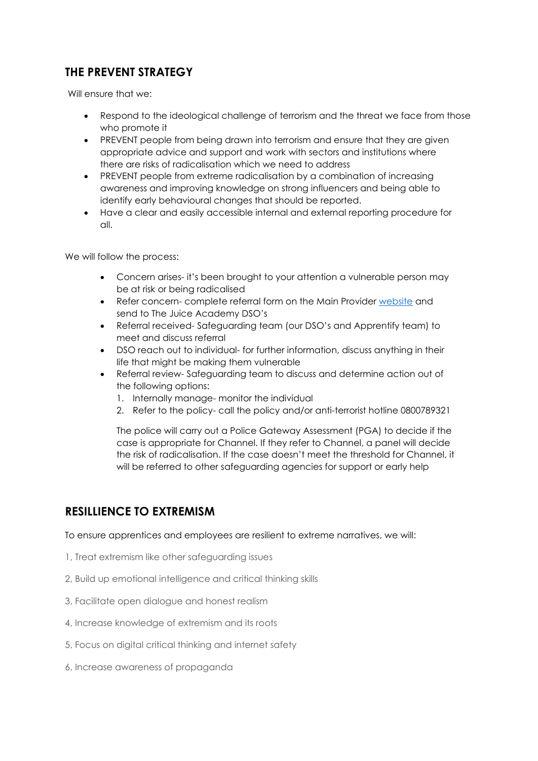## THE PREVENT STRATEGY

Will ensure that we:

- Respond to the ideological challenge of terrorism and the threat we face from those who promote it
- PREVENT people from being drawn into terrorism and ensure that they are given appropriate advice and support and work with sectors and institutions where there are risks of radicalisation which we need to address
- PREVENT people from extreme radicalisation by a combination of increasing awareness and improving knowledge on strong influencers and being able to identify early behavioural changes that should be reported.
- Have a clear and easily accessible internal and external reporting procedure for all.

We will follow the process:

- Concern arises- it's been brought to your attention a vulnerable person may be at risk or being radicalised
- Refer concern- complete referral form on the Main Provider website and send to The Juice Academy DSO's
- Referral received- Safeguarding team (our DSO's and Apprentify team) to meet and discuss referral
- DSO reach out to individual- for further information, discuss anything in their life that might be making them vulnerable
- Referral review- Safeguarding team to discuss and determine action out of the following options:
  1. Internally manage- monitor the individual
  2. Refer to the policy- call the policy and/or anti-terrorist hotline 0800789321

  The police will carry out a Police Gateway Assessment (PGA) to decide if the case is appropriate for Channel. If they refer to Channel, a panel will decide the risk of radicalisation. If the case doesn't meet the threshold for Channel, it will be referred to other safeguarding agencies for support or early help

## RESILLIENCE TO EXTREMISM

To ensure apprentices and employees are resilient to extreme narratives, we will:

1, Treat extremism like other safeguarding issues

2, Build up emotional intelligence and critical thinking skills

3, Facilitate open dialogue and honest realism

4, Increase knowledge of extremism and its roots

5, Focus on digital critical thinking and internet safety

6, Increase awareness of propaganda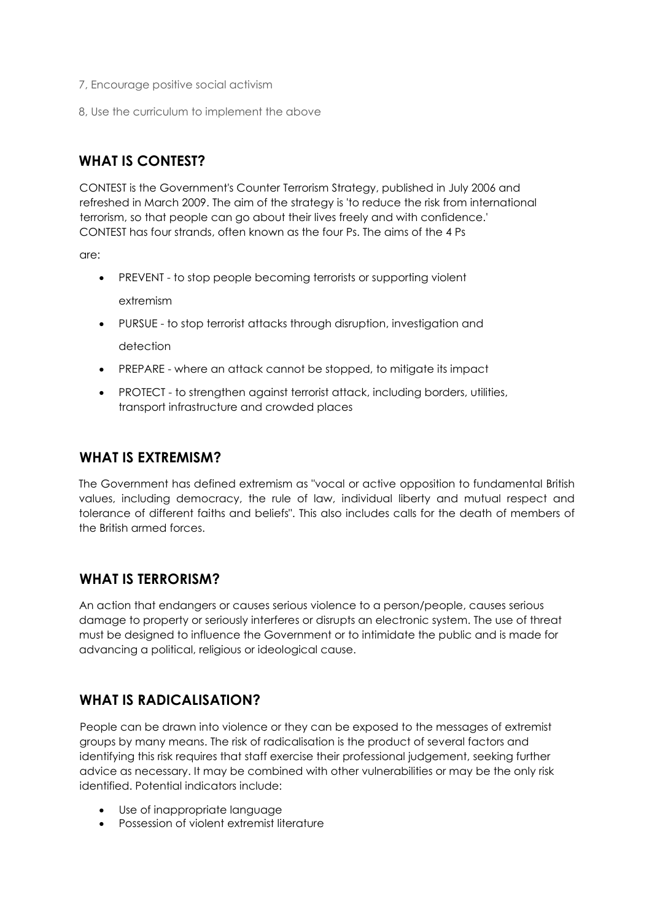7, Encourage positive social activism

8, Use the curriculum to implement the above

## WHAT IS CONTEST?

CONTEST is the Government's Counter Terrorism Strategy, published in July 2006 and refreshed in March 2009. The aim of the strategy is 'to reduce the risk from international terrorism, so that people can go about their lives freely and with confidence.' CONTEST has four strands, often known as the four Ps. The aims of the 4 Ps are:

- PREVENT - to stop people becoming terrorists or supporting violent extremism
- PURSUE - to stop terrorist attacks through disruption, investigation and detection
- PREPARE - where an attack cannot be stopped, to mitigate its impact
- PROTECT - to strengthen against terrorist attack, including borders, utilities, transport infrastructure and crowded places

## WHAT IS EXTREMISM?

The Government has defined extremism as "vocal or active opposition to fundamental British values, including democracy, the rule of law, individual liberty and mutual respect and tolerance of different faiths and beliefs". This also includes calls for the death of members of the British armed forces.

## WHAT IS TERRORISM?

An action that endangers or causes serious violence to a person/people, causes serious damage to property or seriously interferes or disrupts an electronic system. The use of threat must be designed to influence the Government or to intimidate the public and is made for advancing a political, religious or ideological cause.

## WHAT IS RADICALISATION?

People can be drawn into violence or they can be exposed to the messages of extremist groups by many means. The risk of radicalisation is the product of several factors and identifying this risk requires that staff exercise their professional judgement, seeking further advice as necessary. It may be combined with other vulnerabilities or may be the only risk identified. Potential indicators include:

- Use of inappropriate language
- Possession of violent extremist literature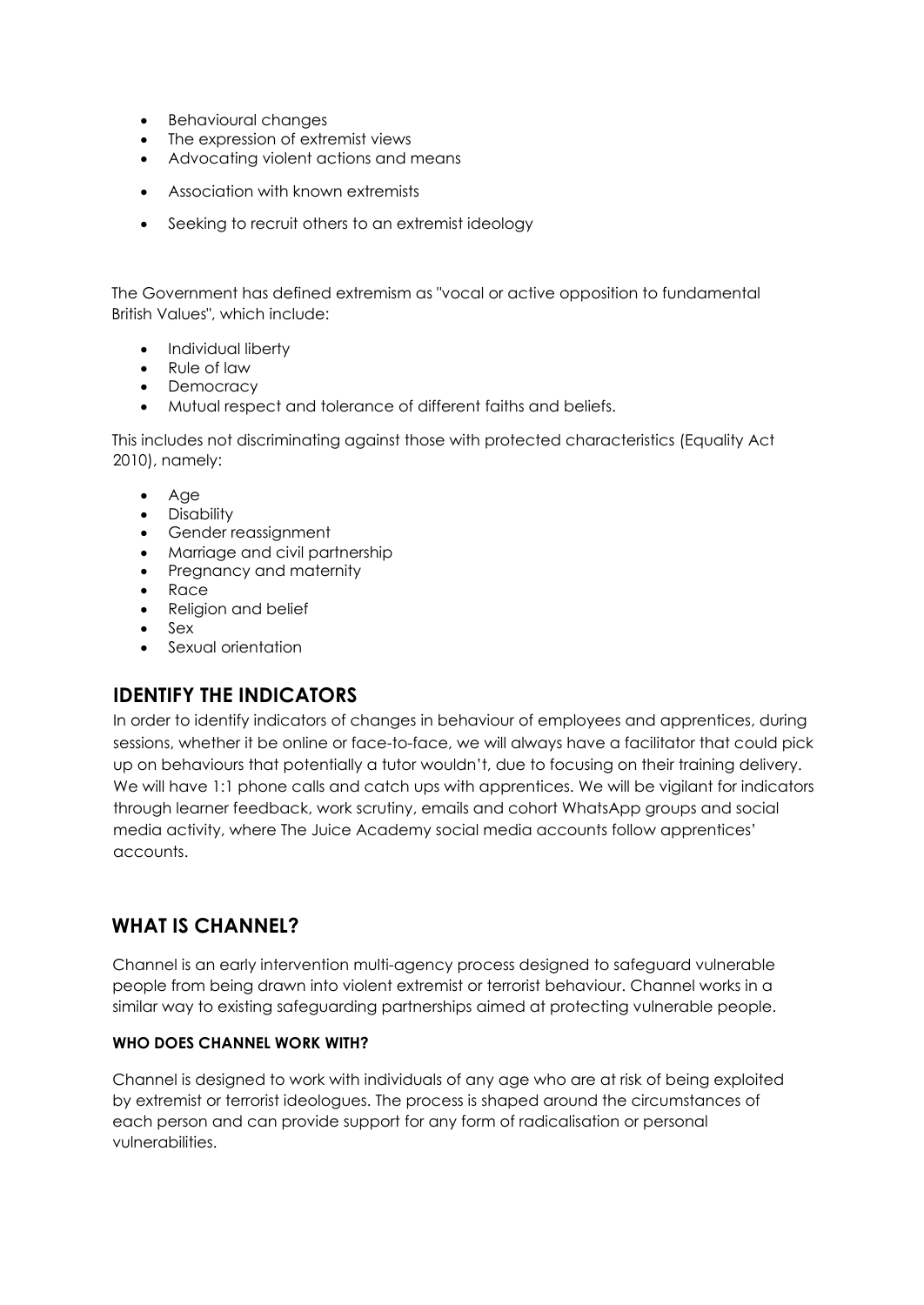- Behavioural changes
- The expression of extremist views
- Advocating violent actions and means
- Association with known extremists
- Seeking to recruit others to an extremist ideology

The Government has defined extremism as "vocal or active opposition to fundamental British Values", which include:

- Individual liberty
- Rule of law
- Democracy
- Mutual respect and tolerance of different faiths and beliefs.

This includes not discriminating against those with protected characteristics (Equality Act 2010), namely:

- Age
- Disability
- Gender reassignment
- Marriage and civil partnership
- Pregnancy and maternity
- Race
- Religion and belief
- Sex
- Sexual orientation

## IDENTIFY THE INDICATORS

In order to identify indicators of changes in behaviour of employees and apprentices, during sessions, whether it be online or face-to-face, we will always have a facilitator that could pick up on behaviours that potentially a tutor wouldn't, due to focusing on their training delivery. We will have 1:1 phone calls and catch ups with apprentices. We will be vigilant for indicators through learner feedback, work scrutiny, emails and cohort WhatsApp groups and social media activity, where The Juice Academy social media accounts follow apprentices' accounts.

## WHAT IS CHANNEL?

Channel is an early intervention multi-agency process designed to safeguard vulnerable people from being drawn into violent extremist or terrorist behaviour. Channel works in a similar way to existing safeguarding partnerships aimed at protecting vulnerable people.

#### WHO DOES CHANNEL WORK WITH?

Channel is designed to work with individuals of any age who are at risk of being exploited by extremist or terrorist ideologues. The process is shaped around the circumstances of each person and can provide support for any form of radicalisation or personal vulnerabilities.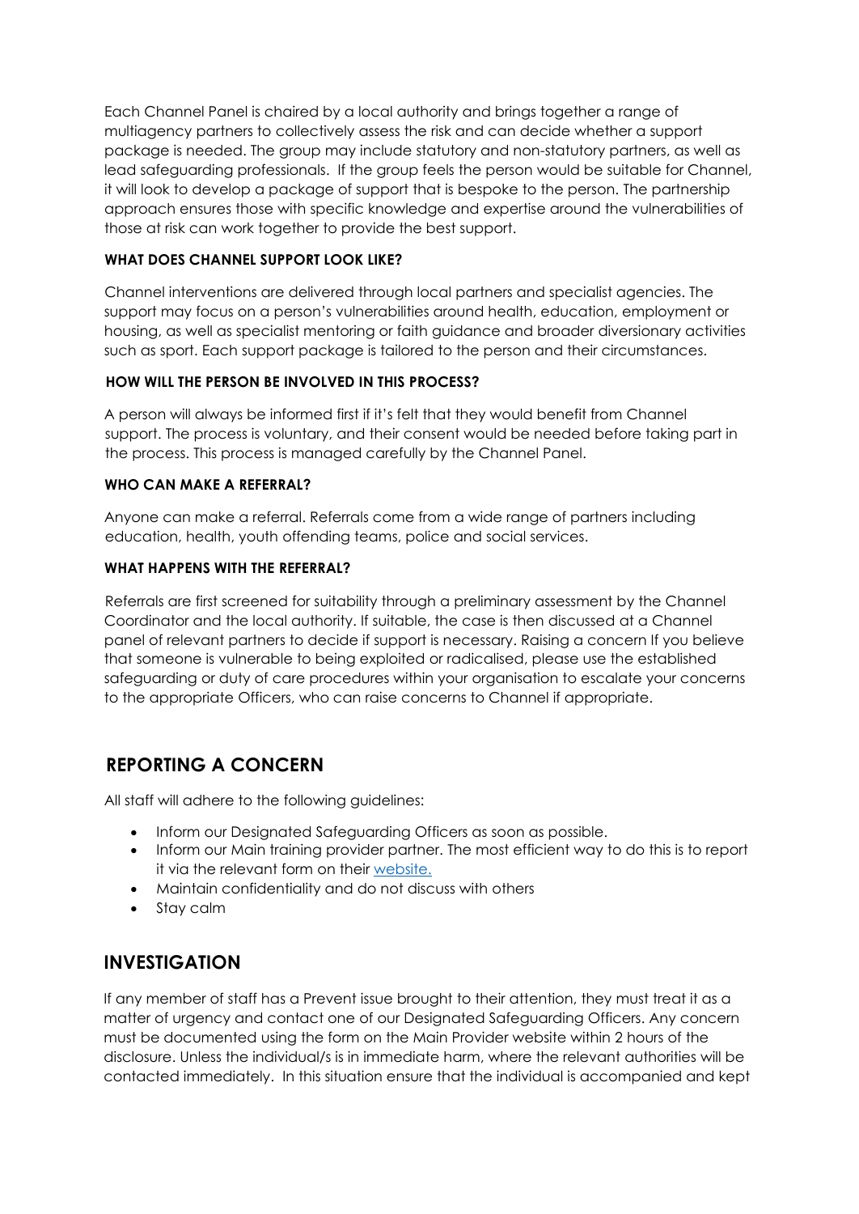Each Channel Panel is chaired by a local authority and brings together a range of multiagency partners to collectively assess the risk and can decide whether a support package is needed. The group may include statutory and non-statutory partners, as well as lead safeguarding professionals. If the group feels the person would be suitable for Channel, it will look to develop a package of support that is bespoke to the person. The partnership approach ensures those with specific knowledge and expertise around the vulnerabilities of those at risk can work together to provide the best support.

#### WHAT DOES CHANNEL SUPPORT LOOK LIKE?

Channel interventions are delivered through local partners and specialist agencies. The support may focus on a person's vulnerabilities around health, education, employment or housing, as well as specialist mentoring or faith guidance and broader diversionary activities such as sport. Each support package is tailored to the person and their circumstances.

#### HOW WILL THE PERSON BE INVOLVED IN THIS PROCESS?

A person will always be informed first if it's felt that they would benefit from Channel support. The process is voluntary, and their consent would be needed before taking part in the process. This process is managed carefully by the Channel Panel.

#### WHO CAN MAKE A REFERRAL?

Anyone can make a referral. Referrals come from a wide range of partners including education, health, youth offending teams, police and social services.

#### WHAT HAPPENS WITH THE REFERRAL?

Referrals are first screened for suitability through a preliminary assessment by the Channel Coordinator and the local authority. If suitable, the case is then discussed at a Channel panel of relevant partners to decide if support is necessary. Raising a concern If you believe that someone is vulnerable to being exploited or radicalised, please use the established safeguarding or duty of care procedures within your organisation to escalate your concerns to the appropriate Officers, who can raise concerns to Channel if appropriate.

## REPORTING A CONCERN

All staff will adhere to the following guidelines:

- Inform our Designated Safeguarding Officers as soon as possible.
- Inform our Main training provider partner. The most efficient way to do this is to report it via the relevant form on their website.
- Maintain confidentiality and do not discuss with others
- Stay calm

## INVESTIGATION

If any member of staff has a Prevent issue brought to their attention, they must treat it as a matter of urgency and contact one of our Designated Safeguarding Officers. Any concern must be documented using the form on the Main Provider website within 2 hours of the disclosure. Unless the individual/s is in immediate harm, where the relevant authorities will be contacted immediately. In this situation ensure that the individual is accompanied and kept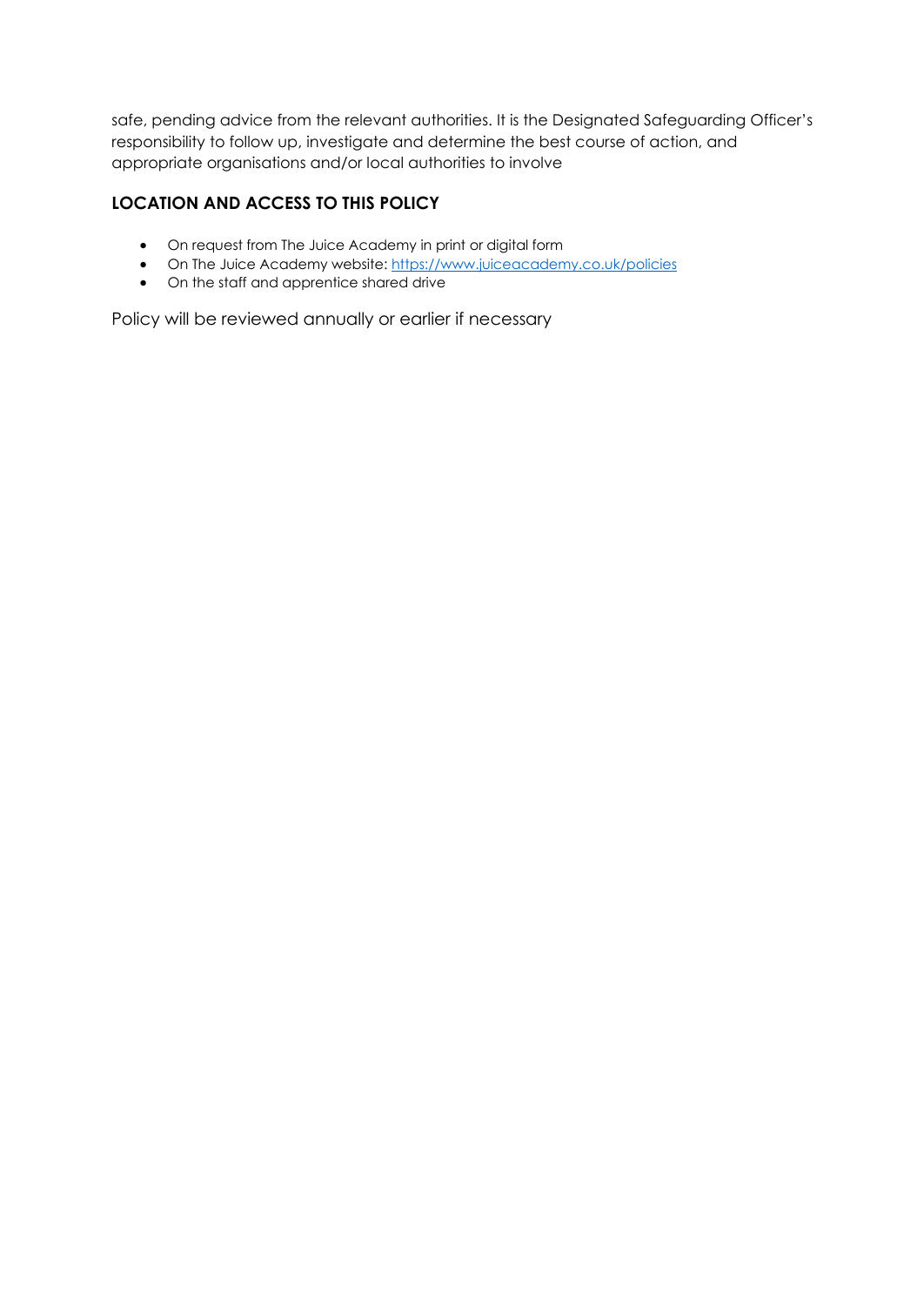safe, pending advice from the relevant authorities. It is the Designated Safeguarding Officer's responsibility to follow up, investigate and determine the best course of action, and appropriate organisations and/or local authorities to involve

## LOCATION AND ACCESS TO THIS POLICY

- On request from The Juice Academy in print or digital form
- On The Juice Academy website: https://www.juiceacademy.co.uk/policies
- On the staff and apprentice shared drive

Policy will be reviewed annually or earlier if necessary